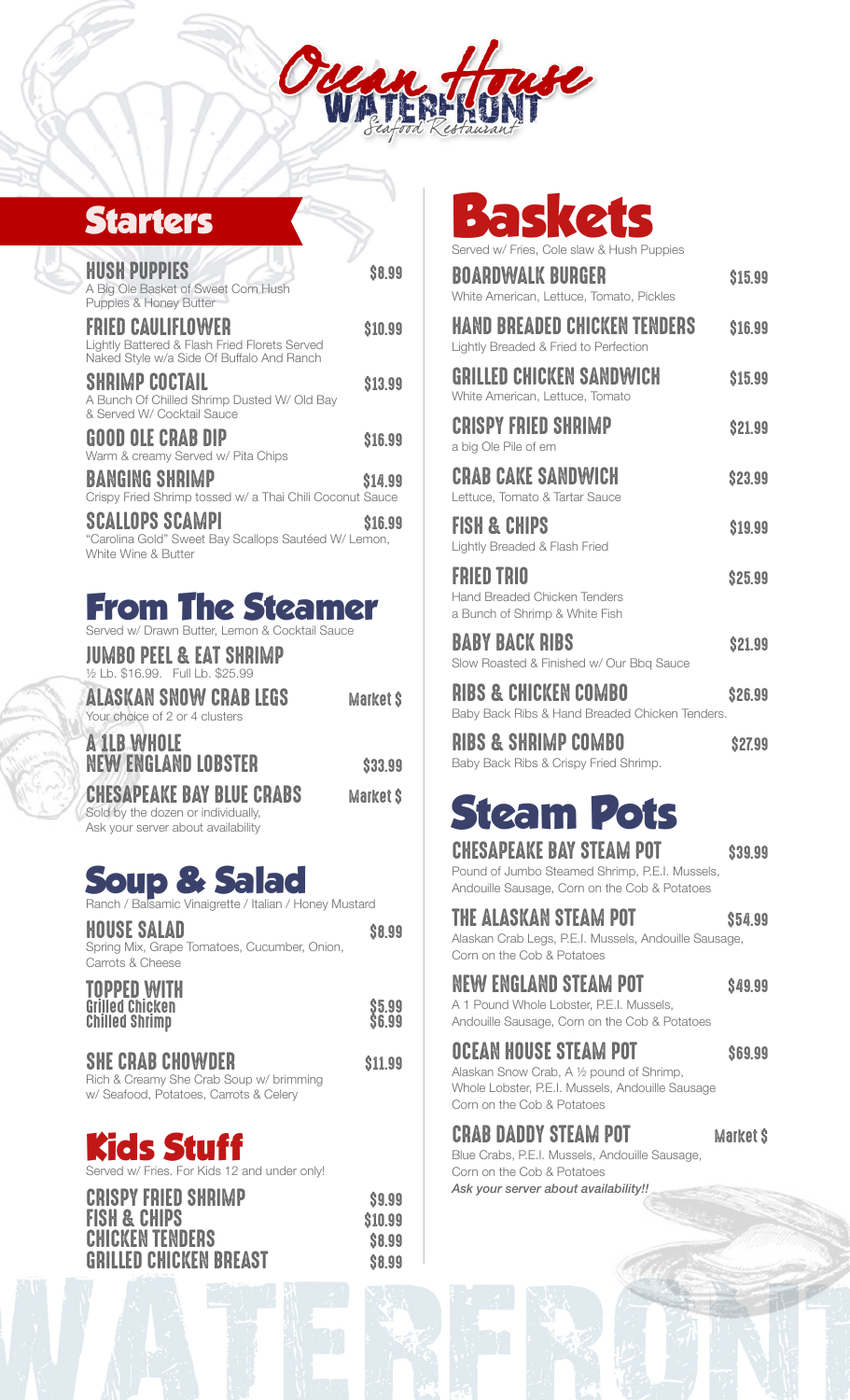# Ocean House WATERFRONT Seafood Restaurant

## Starters

**HUSH PUPPIES** $8.99
A Big Ole Basket of Sweet Corn Hush Puppies & Honey Butter

**FRIED CAULIFLOWER** $10.99
Lightly Battered & Flash Fried Florets Served Naked Style w/a Side Of Buffalo And Ranch

**SHRIMP COCTAIL** $13.99
A Bunch Of Chilled Shrimp Dusted W/ Old Bay & Served W/ Cocktail Sauce

**GOOD OLE CRAB DIP** $16.99
Warm & creamy Served w/ Pita Chips

**BANGING SHRIMP** $14.99
Crispy Fried Shrimp tossed w/ a Thai Chili Coconut Sauce

**SCALLOPS SCAMPI** $16.99
"Carolina Gold" Sweet Bay Scallops Sautéed W/ Lemon, White Wine & Butter

## From The Steamer

Served w/ Drawn Butter, Lemon & Cocktail Sauce

**JUMBO PEEL & EAT SHRIMP**
½ Lb. $16.99. Full Lb. $25.99

**ALASKAN SNOW CRAB LEGS** Market $
Your choice of 2 or 4 clusters

**A 1LB WHOLE NEW ENGLAND LOBSTER** $33.99

**CHESAPEAKE BAY BLUE CRABS** Market $
Sold by the dozen or individually, Ask your server about availability

## Soup & Salad

Ranch / Balsamic Vinaigrette / Italian / Honey Mustard

**HOUSE SALAD** $8.99
Spring Mix, Grape Tomatoes, Cucumber, Onion, Carrots & Cheese

**TOPPED WITH**
Grilled Chicken $5.99
Chilled Shrimp $6.99

**SHE CRAB CHOWDER** $11.99
Rich & Creamy She Crab Soup w/ brimming w/ Seafood, Potatoes, Carrots & Celery

## Kids Stuff

Served w/ Fries. For Kids 12 and under only!

**CRISPY FRIED SHRIMP** $9.99
**FISH & CHIPS** $10.99
**CHICKEN TENDERS** $8.99
**GRILLED CHICKEN BREAST** $8.99

## Baskets

Served w/ Fries, Cole slaw & Hush Puppies

**BOARDWALK BURGER** $15.99
White American, Lettuce, Tomato, Pickles

**HAND BREADED CHICKEN TENDERS** $16.99
Lightly Breaded & Fried to Perfection

**GRILLED CHICKEN SANDWICH** $15.99
White American, Lettuce, Tomato

**CRISPY FRIED SHRIMP** $21.99
a big Ole Pile of em

**CRAB CAKE SANDWICH** $23.99
Lettuce, Tomato & Tartar Sauce

**FISH & CHIPS** $19.99
Lightly Breaded & Flash Fried

**FRIED TRIO** $25.99
Hand Breaded Chicken Tenders a Bunch of Shrimp & White Fish

**BABY BACK RIBS** $21.99
Slow Roasted & Finished w/ Our Bbq Sauce

**RIBS & CHICKEN COMBO** $26.99
Baby Back Ribs & Hand Breaded Chicken Tenders.

**RIBS & SHRIMP COMBO** $27.99
Baby Back Ribs & Crispy Fried Shrimp.

## Steam Pots

**CHESAPEAKE BAY STEAM POT** $39.99
Pound of Jumbo Steamed Shrimp, P.E.I. Mussels, Andouille Sausage, Corn on the Cob & Potatoes

**THE ALASKAN STEAM POT** $54.99
Alaskan Crab Legs, P.E.I. Mussels, Andouille Sausage, Corn on the Cob & Potatoes

**NEW ENGLAND STEAM POT** $49.99
A 1 Pound Whole Lobster, P.E.I. Mussels, Andouille Sausage, Corn on the Cob & Potatoes

**OCEAN HOUSE STEAM POT** $69.99
Alaskan Snow Crab, A ½ pound of Shrimp, Whole Lobster, P.E.I. Mussels, Andouille Sausage Corn on the Cob & Potatoes

**CRAB DADDY STEAM POT** Market $
Blue Crabs, P.E.I. Mussels, Andouille Sausage, Corn on the Cob & Potatoes
*Ask your server about availability!!*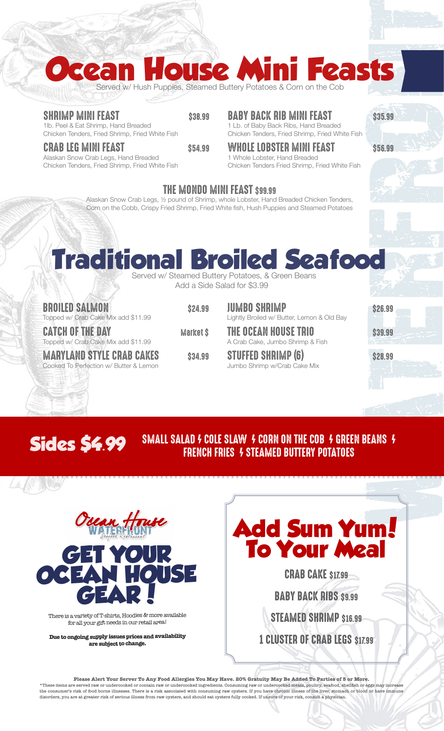# Ocean House Mini Feasts

Served w/ Hush Puppies, Steamed Buttery Potatoes & Corn on the Cob

### SHRIMP MINI FEAST — $38.99
1lb. Peel & Eat Shrimp, Hand Breaded Chicken Tenders, Fried Shrimp, Fried White Fish

### CRAB LEG MINI FEAST — $54.99
Alaskan Snow Crab Legs, Hand Breaded Chicken Tenders, Fried Shrimp, Fried White Fish

### BABY BACK RIB MINI FEAST — $35.99
1 Lb. of Baby Back Ribs, Hand Breaded Chicken Tenders, Fried Shrimp, Fried White Fish

### WHOLE LOBSTER MINI FEAST — $56.99
1 Whole Lobster, Hand Breaded Chicken Tenders Fried Shrimp, Fried White Fish

### THE MONDO MINI FEAST $99.99
Alaskan Snow Crab Legs, ½ pound of Shrimp, whole Lobster, Hand Breaded Chicken Tenders, Corn on the Cobb, Crispy Fried Shrimp, Fried White fish, Hush Puppies and Steamed Potatoes

# Traditional Broiled Seafood

Served w/ Steamed Buttery Potatoes, & Green Beans
Add a Side Salad for $3.99

### BROILED SALMON — $24.99
Topped w/ Crab Cake Mix add $11.99

### CATCH OF THE DAY — Market $
Topped w/ Crab Cake Mix add $11.99

### MARYLAND STYLE CRAB CAKES — $34.99
Cooked To Perfection w/ Butter & Lemon

### JUMBO SHRIMP — $26.99
Lightly Broiled w/ Butter, Lemon & Old Bay

### THE OCEAN HOUSE TRIO — $39.99
A Crab Cake, Jumbo Shrimp & Fish

### STUFFED SHRIMP (6) — $28.99
Jumbo Shrimp w/Crab Cake Mix

# Sides $4.99

SMALL SALAD / COLE SLAW / CORN ON THE COB / GREEN BEANS / FRENCH FRIES / STEAMED BUTTERY POTATOES

Ocean House Waterfront Seafood Restaurant

## GET YOUR OCEAN HOUSE GEAR!

There is a variety of T-shirts, Hoodies & more available for all your gift needs in our retail area!

**Due to ongoing supply issues prices and availability are subject to change.**

## Add Sum Yum! To Your Meal

- CRAB CAKE $17.99
- BABY BACK RIBS $9.99
- STEAMED SHRIMP $16.99
- 1 CLUSTER OF CRAB LEGS $17.99

**Please Alert Your Server To Any Food Allergies You May Have. 20% Gratuity May Be Added To Parties of 5 or More.**

*These items are served raw or undercooked or contain raw or undercooked ingredients. Consuming raw or undercooked meats, poultry, seafood, shellfish or eggs may increase the consumer's risk of food borne illnesses. There is a risk associated with consuming raw oysters. If you have chronic illness of the liver, stomach or blood or have immune disorders, you are at greater risk of serious illness from raw oysters, and should eat oysters fully cooked. If unsure of your risk, consult a physician.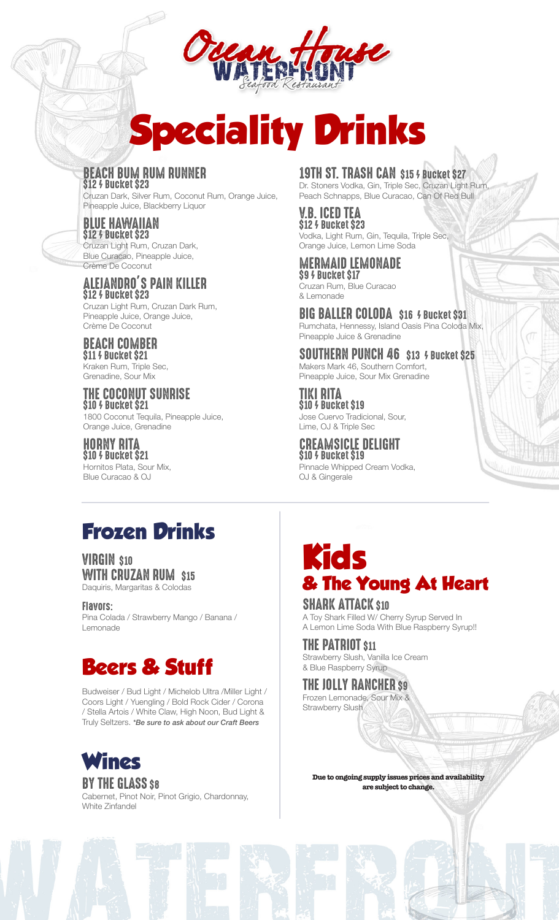# Ocean House Waterfront Seafood Restaurant

# Speciality Drinks

### BEACH BUM RUM RUNNER
$12 / Bucket $23
Cruzan Dark, Silver Rum, Coconut Rum, Orange Juice, Pineapple Juice, Blackberry Liquor

### BLUE HAWAIIAN
$12 / Bucket $23
Cruzan Light Rum, Cruzan Dark, Blue Curacao, Pineapple Juice, Crème De Coconut

### ALEJANDRO'S PAIN KILLER
$12 / Bucket $23
Cruzan Light Rum, Cruzan Dark Rum, Pineapple Juice, Orange Juice, Crème De Coconut

### BEACH COMBER
$11 / Bucket $21
Kraken Rum, Triple Sec, Grenadine, Sour Mix

### THE COCONUT SUNRISE
$10 / Bucket $21
1800 Coconut Tequila, Pineapple Juice, Orange Juice, Grenadine

### HORNY RITA
$10 / Bucket $21
Hornitos Plata, Sour Mix, Blue Curacao & OJ

### 19TH ST. TRASH CAN $15 / Bucket $27
Dr. Stoners Vodka, Gin, Triple Sec, Cruzan Light Rum, Peach Schnapps, Blue Curacao, Can Of Red Bull

### V.B. ICED TEA
$12 / Bucket $23
Vodka, Light Rum, Gin, Tequila, Triple Sec, Orange Juice, Lemon Lime Soda

### MERMAID LEMONADE
$9 / Bucket $17
Cruzan Rum, Blue Curacao & Lemonade

### BIG BALLER COLODA $16 / Bucket $31
Rumchata, Hennessy, Island Oasis Pina Coloda Mix, Pineapple Juice & Grenadine

### SOUTHERN PUNCH 46 $13 / Bucket $25
Makers Mark 46, Southern Comfort, Pineapple Juice, Sour Mix Grenadine

### TIKI RITA
$10 / Bucket $19
Jose Cuervo Tradicional, Sour, Lime, OJ & Triple Sec

### CREAMSICLE DELIGHT
$10 / Bucket $19
Pinnacle Whipped Cream Vodka, OJ & Gingerale

## Frozen Drinks

**VIRGIN** $10
**WITH CRUZAN RUM** $15
Daquiris, Margaritas & Colodas

**Flavors:**
Pina Colada / Strawberry Mango / Banana / Lemonade

## Beers & Stuff

Budweiser / Bud Light / Michelob Ultra /Miller Light / Coors Light / Yuengling / Bold Rock Cider / Corona / Stella Artois / White Claw, High Noon, Bud Light & Truly Seltzers. *\*Be sure to ask about our Craft Beers*

## Wines

**BY THE GLASS** $8
Cabernet, Pinot Noir, Pinot Grigio, Chardonnay, White Zinfandel

## Kids & The Young At Heart

### SHARK ATTACK $10
A Toy Shark Filled W/ Cherry Syrup Served In A Lemon Lime Soda With Blue Raspberry Syrup!!

### THE PATRIOT $11
Strawberry Slush, Vanilla Ice Cream & Blue Raspberry Syrup

### THE JOLLY RANCHER $9
Frozen Lemonade, Sour Mix & Strawberry Slush

**Due to ongoing supply issues prices and availability are subject to change.**

WATERFRONT